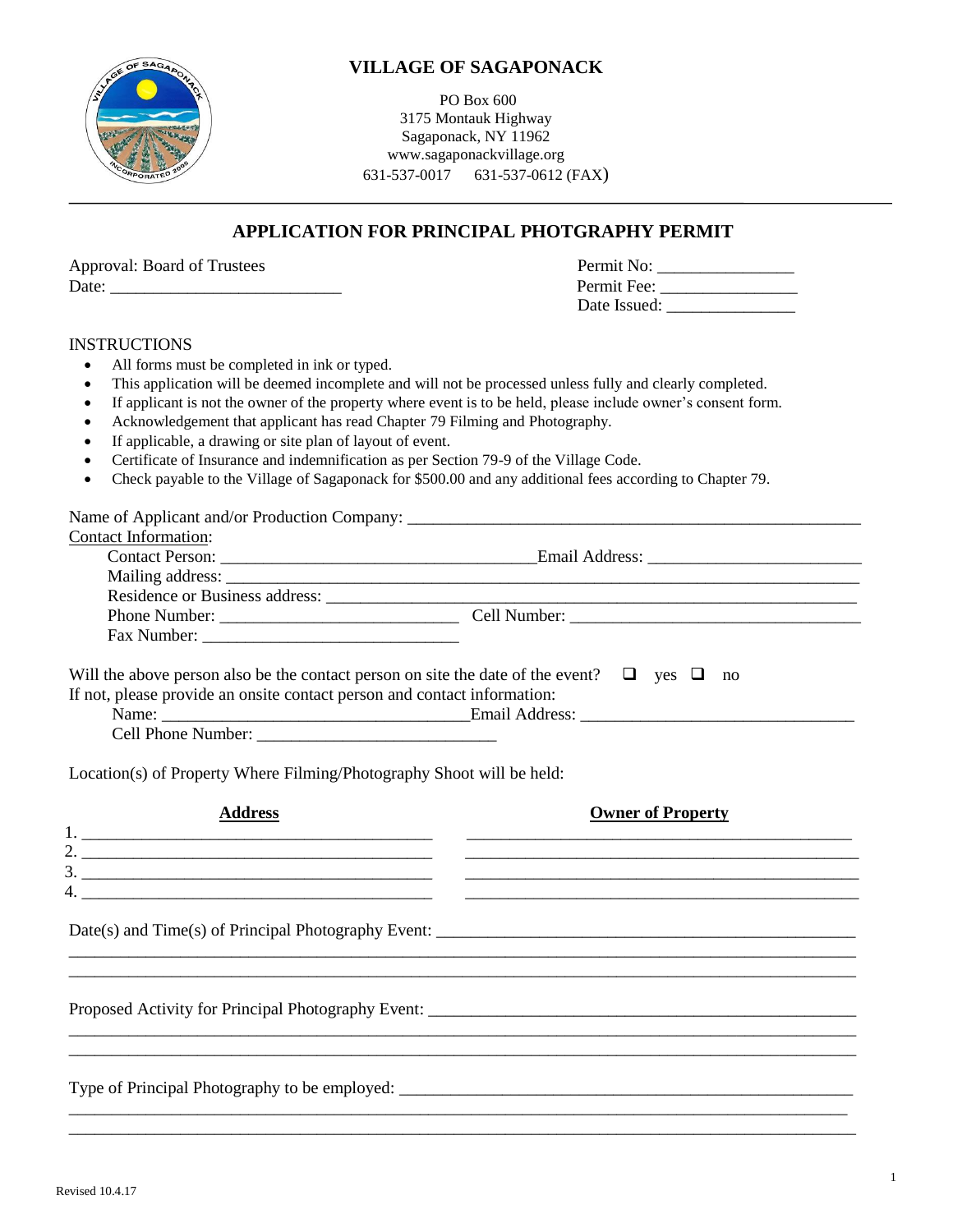# VILLAGE OF SAGAPONACK

PO Box 600
3175 Montauk Highway
Sagaponack, NY 11962
www.sagaponackvillage.org
631-537-0017     631-537-0612 (FAX)

---

## APPLICATION FOR PRINCIPAL PHOTGRAPHY PERMIT

Approval: Board of Trustees
Date: ___________________________

Permit No: ________________
Permit Fee: ________________
Date Issued: _______________

INSTRUCTIONS

- All forms must be completed in ink or typed.
- This application will be deemed incomplete and will not be processed unless fully and clearly completed.
- If applicant is not the owner of the property where event is to be held, please include owner's consent form.
- Acknowledgement that applicant has read Chapter 79 Filming and Photography.
- If applicable, a drawing or site plan of layout of event.
- Certificate of Insurance and indemnification as per Section 79-9 of the Village Code.
- Check payable to the Village of Sagaponack for $500.00 and any additional fees according to Chapter 79.

Name of Applicant and/or Production Company: ______________________________________________________

Contact Information:

Contact Person: _____________________________________ Email Address: _________________________
Mailing address: ______________________________________________________________________________
Residence or Business address: __________________________________________________________________
Phone Number: _____________________________ Cell Number: ___________________________________
Fax Number: ______________________________

Will the above person also be the contact person on site the date of the event? ☐ yes ☐ no
If not, please provide an onsite contact person and contact information:

Name: ____________________________________ Email Address: _______________________________
Cell Phone Number: ____________________________

Location(s) of Property Where Filming/Photography Shoot will be held:

| Address | Owner of Property |
|---|---|
| 1. ____________________________________ | ____________________________________ |
| 2. ____________________________________ | ____________________________________ |
| 3. ____________________________________ | ____________________________________ |
| 4. ____________________________________ | ____________________________________ |

Date(s) and Time(s) of Principal Photography Event: __________________________________________________
_____________________________________________________________________________________________
_____________________________________________________________________________________________

Proposed Activity for Principal Photography Event: __________________________________________________
_____________________________________________________________________________________________
_____________________________________________________________________________________________

Type of Principal Photography to be employed: ______________________________________________________
_____________________________________________________________________________________________
_____________________________________________________________________________________________

Revised 10.4.17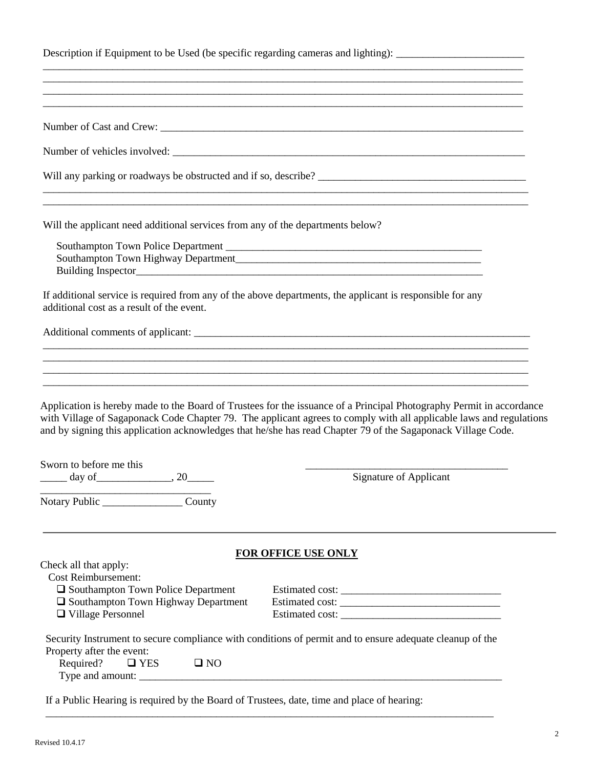Description if Equipment to be Used (be specific regarding cameras and lighting): ________________________

_______________________________________________________________________________________________

_______________________________________________________________________________________________

_______________________________________________________________________________________________

_______________________________________________________________________________________________

Number of Cast and Crew: ____________________________________________________________________

Number of vehicles involved: __________________________________________________________________

Will any parking or roadways be obstructed and if so, describe? _______________________________________

_______________________________________________________________________________________________

_______________________________________________________________________________________________

Will the applicant need additional services from any of the departments below?

Southampton Town Police Department _______________________________________________

Southampton Town Highway Department_______________________________________________

Building Inspector____________________________________________________________________

If additional service is required from any of the above departments, the applicant is responsible for any additional cost as a result of the event.

Additional comments of applicant: _______________________________________________________________

_______________________________________________________________________________________________

_______________________________________________________________________________________________

_______________________________________________________________________________________________

_______________________________________________________________________________________________

Application is hereby made to the Board of Trustees for the issuance of a Principal Photography Permit in accordance with Village of Sagaponack Code Chapter 79. The applicant agrees to comply with all applicable laws and regulations and by signing this application acknowledges that he/she has read Chapter 79 of the Sagaponack Village Code.

Sworn to before me this

_____ day of______________, 20_____

_______________________________

Notary Public _______________ County

_______________________________________

Signature of Applicant

---

**FOR OFFICE USE ONLY**

Check all that apply:

Cost Reimbursement:

- ☐ Southampton Town Police Department   Estimated cost: _____________________________
- ☐ Southampton Town Highway Department   Estimated cost: _____________________________
- ☐ Village Personnel   Estimated cost: _____________________________

Security Instrument to secure compliance with conditions of permit and to ensure adequate cleanup of the Property after the event:

Required? ☐ YES ☐ NO

Type and amount: ______________________________________________________________________

If a Public Hearing is required by the Board of Trustees, date, time and place of hearing:

_______________________________________________________________________________________

Revised 10.4.17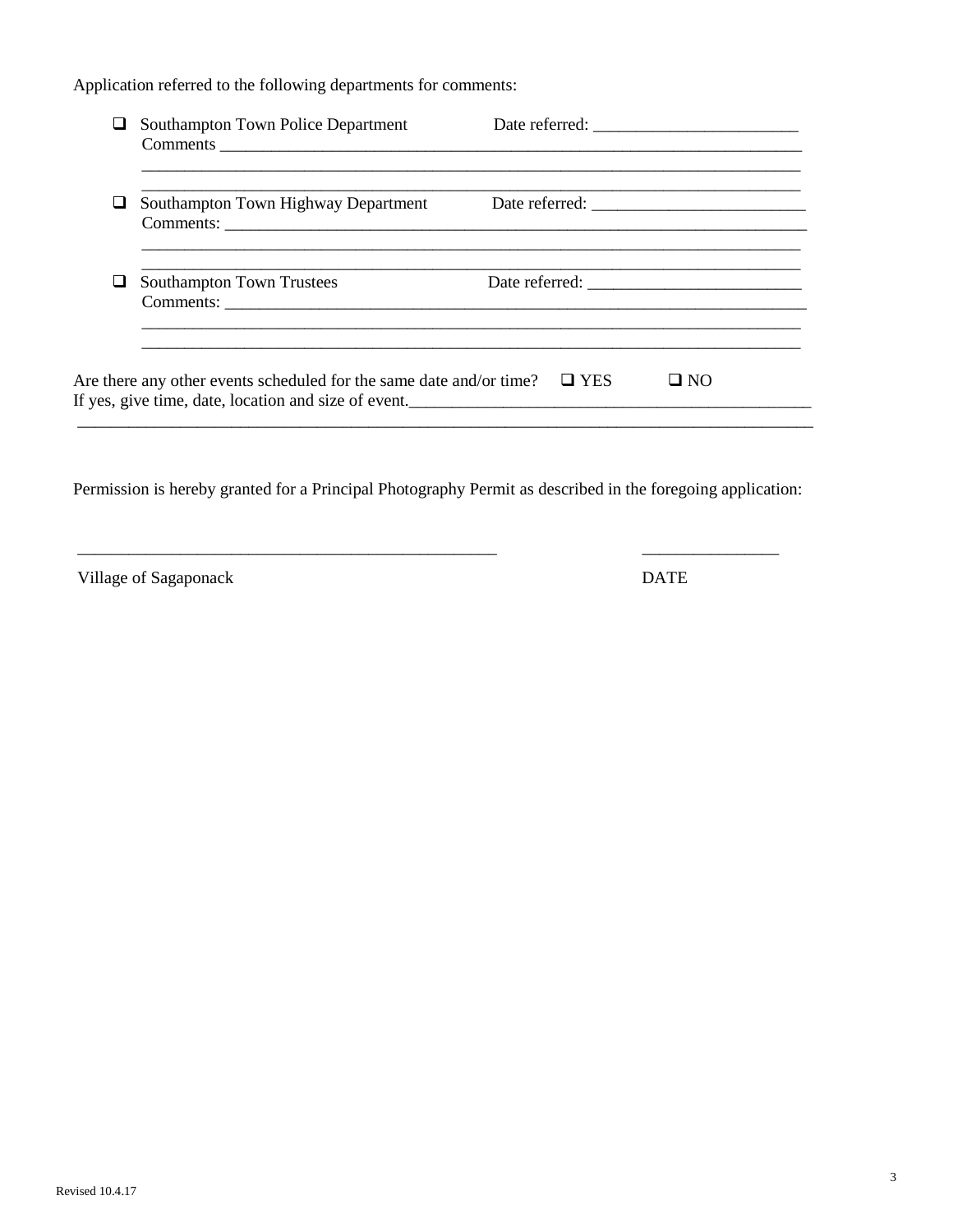Application referred to the following departments for comments:

- ☐ Southampton Town Police Department    Date referred: ________________________
  Comments ________________________________________________________________________
  ________________________________________________________________________________
  ________________________________________________________________________________

- ☐ Southampton Town Highway Department    Date referred: _________________________
  Comments: _______________________________________________________________________
  ________________________________________________________________________________
  ________________________________________________________________________________

- ☐ Southampton Town Trustees    Date referred: _________________________
  Comments: _______________________________________________________________________
  ________________________________________________________________________________
  ________________________________________________________________________________

Are there any other events scheduled for the same date and/or time? ☐ YES ☐ NO
If yes, give time, date, location and size of event.__________________________________________________
_____________________________________________________________________________________________

Permission is hereby granted for a Principal Photography Permit as described in the foregoing application:

___________________________________________________    ________________

Village of Sagaponack    DATE

Revised 10.4.17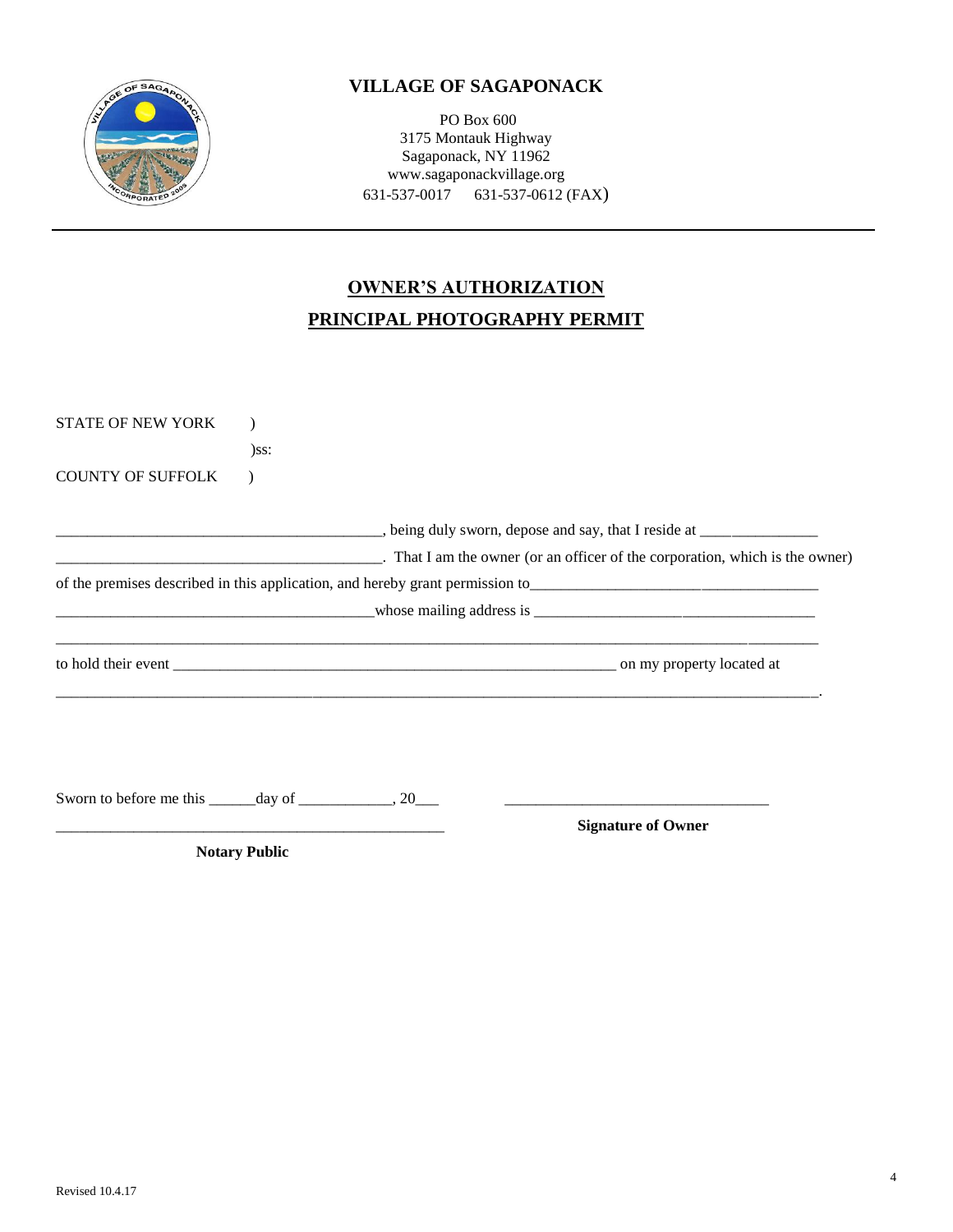# VILLAGE OF SAGAPONACK

PO Box 600
3175 Montauk Highway
Sagaponack, NY 11962
www.sagaponackvillage.org
631-537-0017     631-537-0612 (FAX)

---

## OWNER'S AUTHORIZATION

## PRINCIPAL PHOTOGRAPHY PERMIT

STATE OF NEW YORK     )
                                        )ss:
COUNTY OF SUFFOLK    )

_________________________________________, being duly sworn, depose and say, that I reside at _______________

_________________________________________. That I am the owner (or an officer of the corporation, which is the owner)

of the premises described in this application, and hereby grant permission to_____________________________________

_________________________________________whose mailing address is ____________________________________

_____________________________________________________________________________________________

to hold their event ________________________________________________________ on my property located at

_____________________________________________________________________________________________.

Sworn to before me this ______day of ____________, 20___                    _________________________________

__________________________________________________                    **Signature of Owner**

**Notary Public**

Revised 10.4.17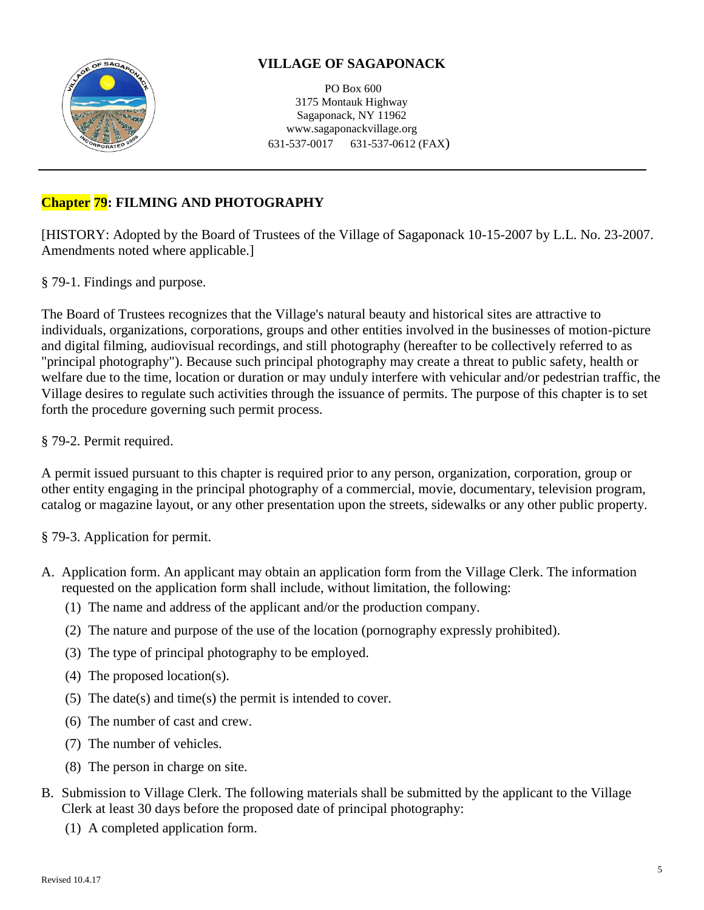# VILLAGE OF SAGAPONACK

PO Box 600
3175 Montauk Highway
Sagaponack, NY 11962
www.sagaponackvillage.org
631-537-0017     631-537-0612 (FAX)

---

## Chapter 79: FILMING AND PHOTOGRAPHY

[HISTORY: Adopted by the Board of Trustees of the Village of Sagaponack 10-15-2007 by L.L. No. 23-2007. Amendments noted where applicable.]

§ 79-1. Findings and purpose.

The Board of Trustees recognizes that the Village's natural beauty and historical sites are attractive to individuals, organizations, corporations, groups and other entities involved in the businesses of motion-picture and digital filming, audiovisual recordings, and still photography (hereafter to be collectively referred to as "principal photography"). Because such principal photography may create a threat to public safety, health or welfare due to the time, location or duration or may unduly interfere with vehicular and/or pedestrian traffic, the Village desires to regulate such activities through the issuance of permits. The purpose of this chapter is to set forth the procedure governing such permit process.

§ 79-2. Permit required.

A permit issued pursuant to this chapter is required prior to any person, organization, corporation, group or other entity engaging in the principal photography of a commercial, movie, documentary, television program, catalog or magazine layout, or any other presentation upon the streets, sidewalks or any other public property.

§ 79-3. Application for permit.

A. Application form. An applicant may obtain an application form from the Village Clerk. The information requested on the application form shall include, without limitation, the following:
   (1) The name and address of the applicant and/or the production company.
   (2) The nature and purpose of the use of the location (pornography expressly prohibited).
   (3) The type of principal photography to be employed.
   (4) The proposed location(s).
   (5) The date(s) and time(s) the permit is intended to cover.
   (6) The number of cast and crew.
   (7) The number of vehicles.
   (8) The person in charge on site.

B. Submission to Village Clerk. The following materials shall be submitted by the applicant to the Village Clerk at least 30 days before the proposed date of principal photography:
   (1) A completed application form.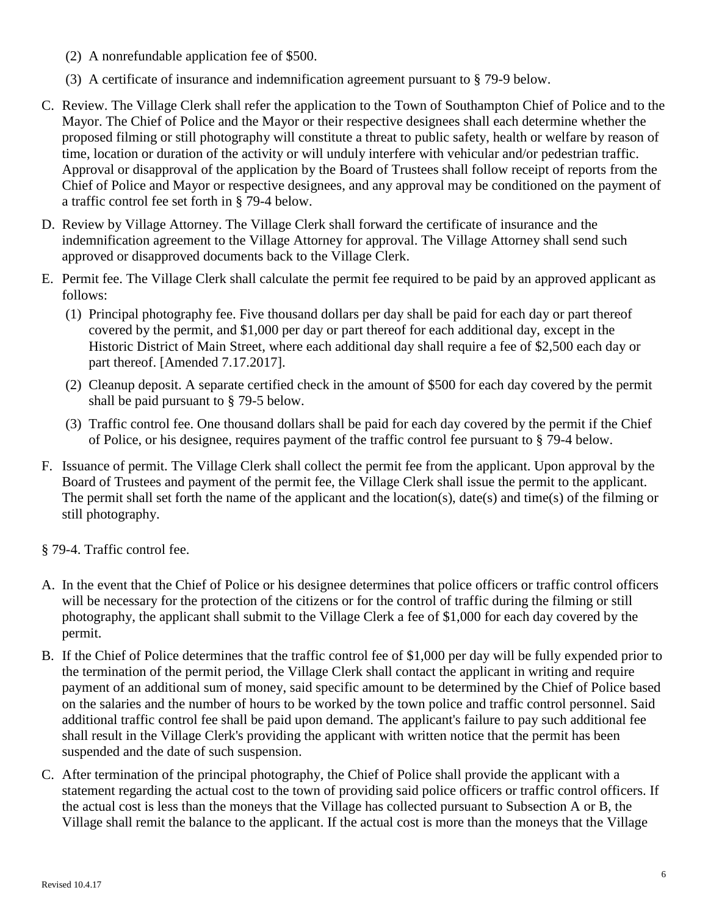(2) A nonrefundable application fee of $500.

(3) A certificate of insurance and indemnification agreement pursuant to § 79-9 below.

C. Review. The Village Clerk shall refer the application to the Town of Southampton Chief of Police and to the Mayor. The Chief of Police and the Mayor or their respective designees shall each determine whether the proposed filming or still photography will constitute a threat to public safety, health or welfare by reason of time, location or duration of the activity or will unduly interfere with vehicular and/or pedestrian traffic. Approval or disapproval of the application by the Board of Trustees shall follow receipt of reports from the Chief of Police and Mayor or respective designees, and any approval may be conditioned on the payment of a traffic control fee set forth in § 79-4 below.

D. Review by Village Attorney. The Village Clerk shall forward the certificate of insurance and the indemnification agreement to the Village Attorney for approval. The Village Attorney shall send such approved or disapproved documents back to the Village Clerk.

E. Permit fee. The Village Clerk shall calculate the permit fee required to be paid by an approved applicant as follows:

(1) Principal photography fee. Five thousand dollars per day shall be paid for each day or part thereof covered by the permit, and $1,000 per day or part thereof for each additional day, except in the Historic District of Main Street, where each additional day shall require a fee of $2,500 each day or part thereof. [Amended 7.17.2017].

(2) Cleanup deposit. A separate certified check in the amount of $500 for each day covered by the permit shall be paid pursuant to § 79-5 below.

(3) Traffic control fee. One thousand dollars shall be paid for each day covered by the permit if the Chief of Police, or his designee, requires payment of the traffic control fee pursuant to § 79-4 below.

F. Issuance of permit. The Village Clerk shall collect the permit fee from the applicant. Upon approval by the Board of Trustees and payment of the permit fee, the Village Clerk shall issue the permit to the applicant. The permit shall set forth the name of the applicant and the location(s), date(s) and time(s) of the filming or still photography.

§ 79-4. Traffic control fee.

A. In the event that the Chief of Police or his designee determines that police officers or traffic control officers will be necessary for the protection of the citizens or for the control of traffic during the filming or still photography, the applicant shall submit to the Village Clerk a fee of $1,000 for each day covered by the permit.

B. If the Chief of Police determines that the traffic control fee of $1,000 per day will be fully expended prior to the termination of the permit period, the Village Clerk shall contact the applicant in writing and require payment of an additional sum of money, said specific amount to be determined by the Chief of Police based on the salaries and the number of hours to be worked by the town police and traffic control personnel. Said additional traffic control fee shall be paid upon demand. The applicant's failure to pay such additional fee shall result in the Village Clerk's providing the applicant with written notice that the permit has been suspended and the date of such suspension.

C. After termination of the principal photography, the Chief of Police shall provide the applicant with a statement regarding the actual cost to the town of providing said police officers or traffic control officers. If the actual cost is less than the moneys that the Village has collected pursuant to Subsection A or B, the Village shall remit the balance to the applicant. If the actual cost is more than the moneys that the Village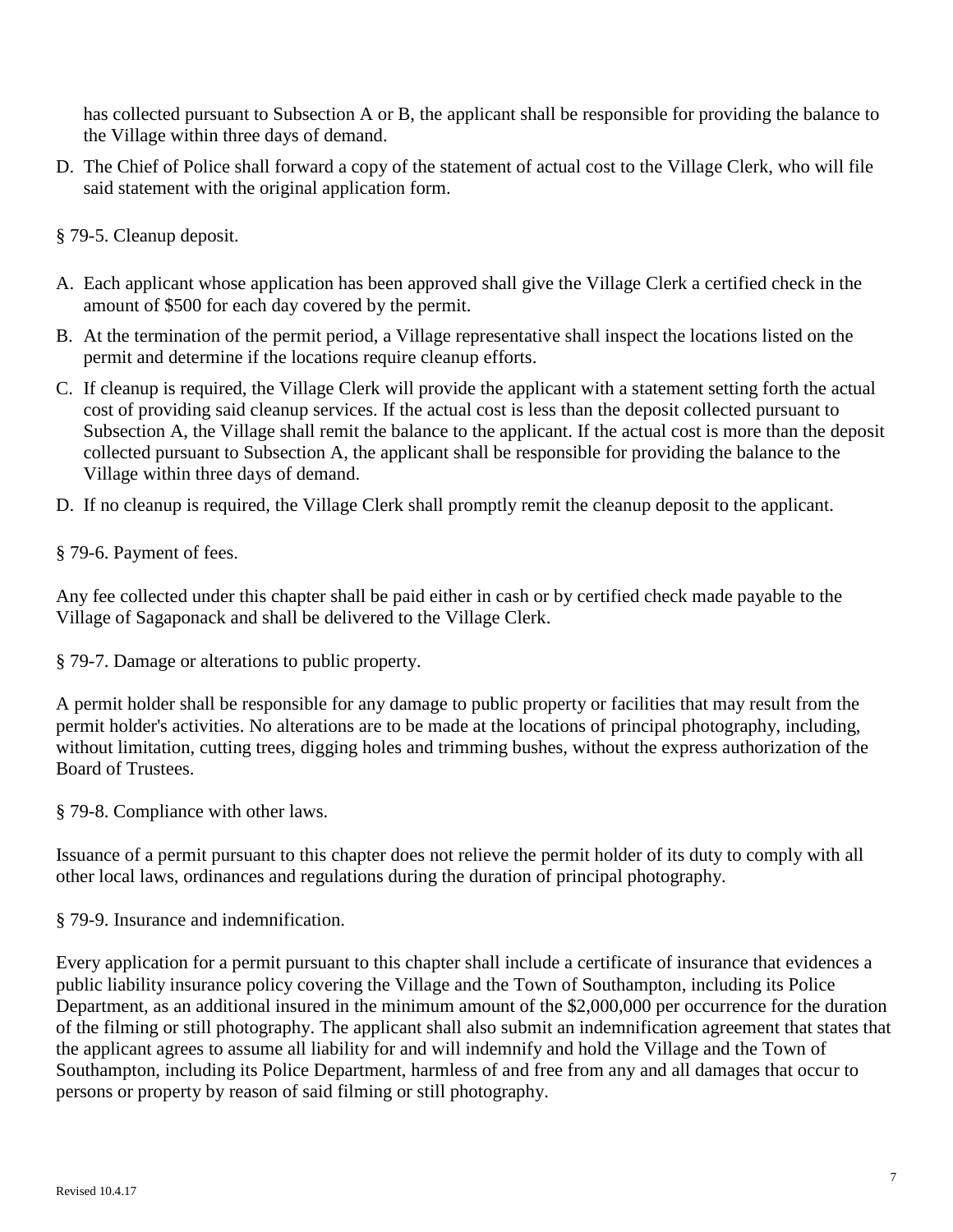has collected pursuant to Subsection A or B, the applicant shall be responsible for providing the balance to the Village within three days of demand.

D. The Chief of Police shall forward a copy of the statement of actual cost to the Village Clerk, who will file said statement with the original application form.

§ 79-5. Cleanup deposit.

A. Each applicant whose application has been approved shall give the Village Clerk a certified check in the amount of $500 for each day covered by the permit.

B. At the termination of the permit period, a Village representative shall inspect the locations listed on the permit and determine if the locations require cleanup efforts.

C. If cleanup is required, the Village Clerk will provide the applicant with a statement setting forth the actual cost of providing said cleanup services. If the actual cost is less than the deposit collected pursuant to Subsection A, the Village shall remit the balance to the applicant. If the actual cost is more than the deposit collected pursuant to Subsection A, the applicant shall be responsible for providing the balance to the Village within three days of demand.

D. If no cleanup is required, the Village Clerk shall promptly remit the cleanup deposit to the applicant.

§ 79-6. Payment of fees.

Any fee collected under this chapter shall be paid either in cash or by certified check made payable to the Village of Sagaponack and shall be delivered to the Village Clerk.

§ 79-7. Damage or alterations to public property.

A permit holder shall be responsible for any damage to public property or facilities that may result from the permit holder's activities. No alterations are to be made at the locations of principal photography, including, without limitation, cutting trees, digging holes and trimming bushes, without the express authorization of the Board of Trustees.

§ 79-8. Compliance with other laws.

Issuance of a permit pursuant to this chapter does not relieve the permit holder of its duty to comply with all other local laws, ordinances and regulations during the duration of principal photography.

§ 79-9. Insurance and indemnification.

Every application for a permit pursuant to this chapter shall include a certificate of insurance that evidences a public liability insurance policy covering the Village and the Town of Southampton, including its Police Department, as an additional insured in the minimum amount of the $2,000,000 per occurrence for the duration of the filming or still photography. The applicant shall also submit an indemnification agreement that states that the applicant agrees to assume all liability for and will indemnify and hold the Village and the Town of Southampton, including its Police Department, harmless of and free from any and all damages that occur to persons or property by reason of said filming or still photography.

Revised 10.4.17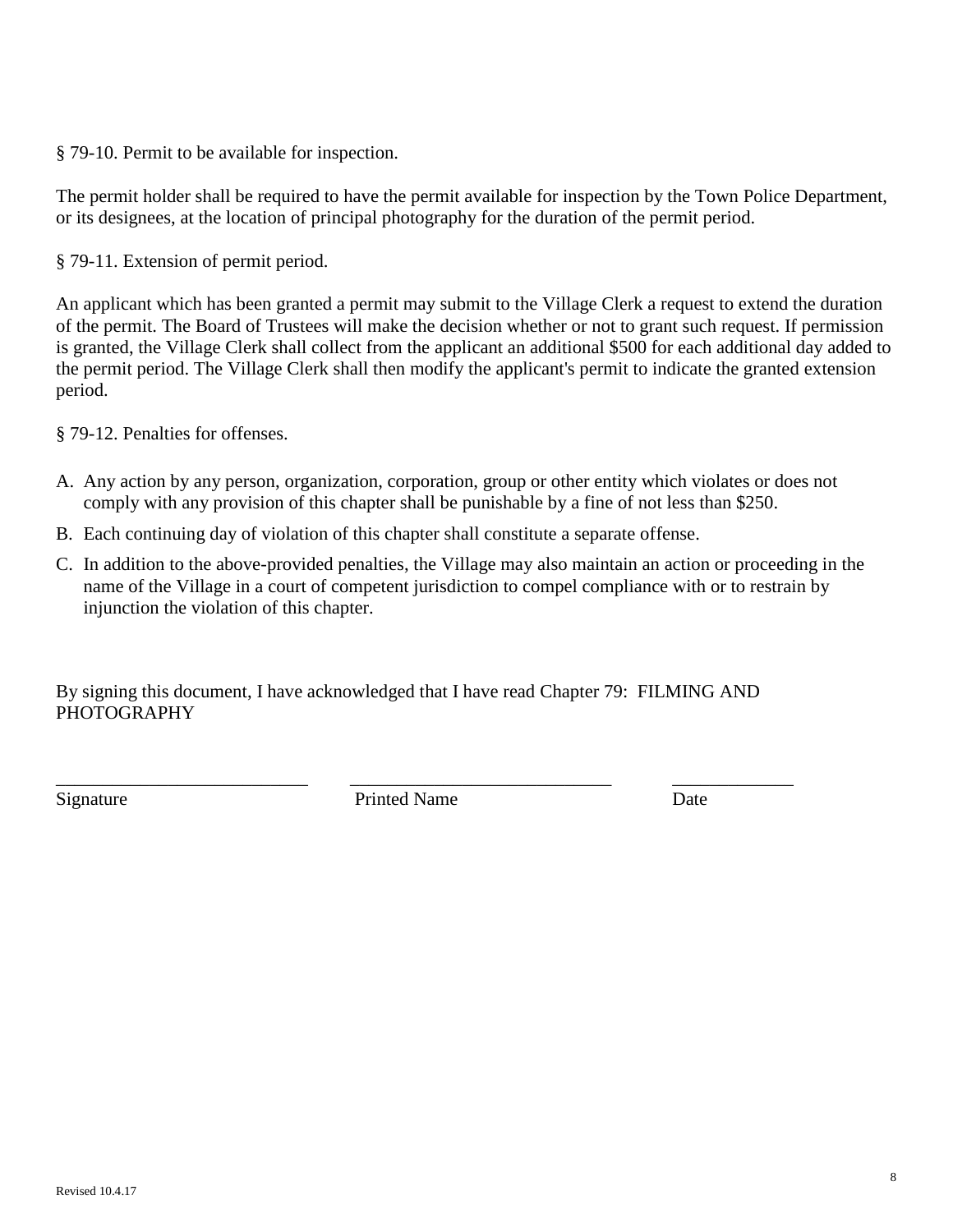§ 79-10. Permit to be available for inspection.

The permit holder shall be required to have the permit available for inspection by the Town Police Department, or its designees, at the location of principal photography for the duration of the permit period.

§ 79-11. Extension of permit period.

An applicant which has been granted a permit may submit to the Village Clerk a request to extend the duration of the permit. The Board of Trustees will make the decision whether or not to grant such request. If permission is granted, the Village Clerk shall collect from the applicant an additional $500 for each additional day added to the permit period. The Village Clerk shall then modify the applicant's permit to indicate the granted extension period.

§ 79-12. Penalties for offenses.

A. Any action by any person, organization, corporation, group or other entity which violates or does not comply with any provision of this chapter shall be punishable by a fine of not less than $250.

B. Each continuing day of violation of this chapter shall constitute a separate offense.

C. In addition to the above-provided penalties, the Village may also maintain an action or proceeding in the name of the Village in a court of competent jurisdiction to compel compliance with or to restrain by injunction the violation of this chapter.

By signing this document, I have acknowledged that I have read Chapter 79: FILMING AND PHOTOGRAPHY

___________________________ ___________________________ ____________

Signature Printed Name Date

Revised 10.4.17